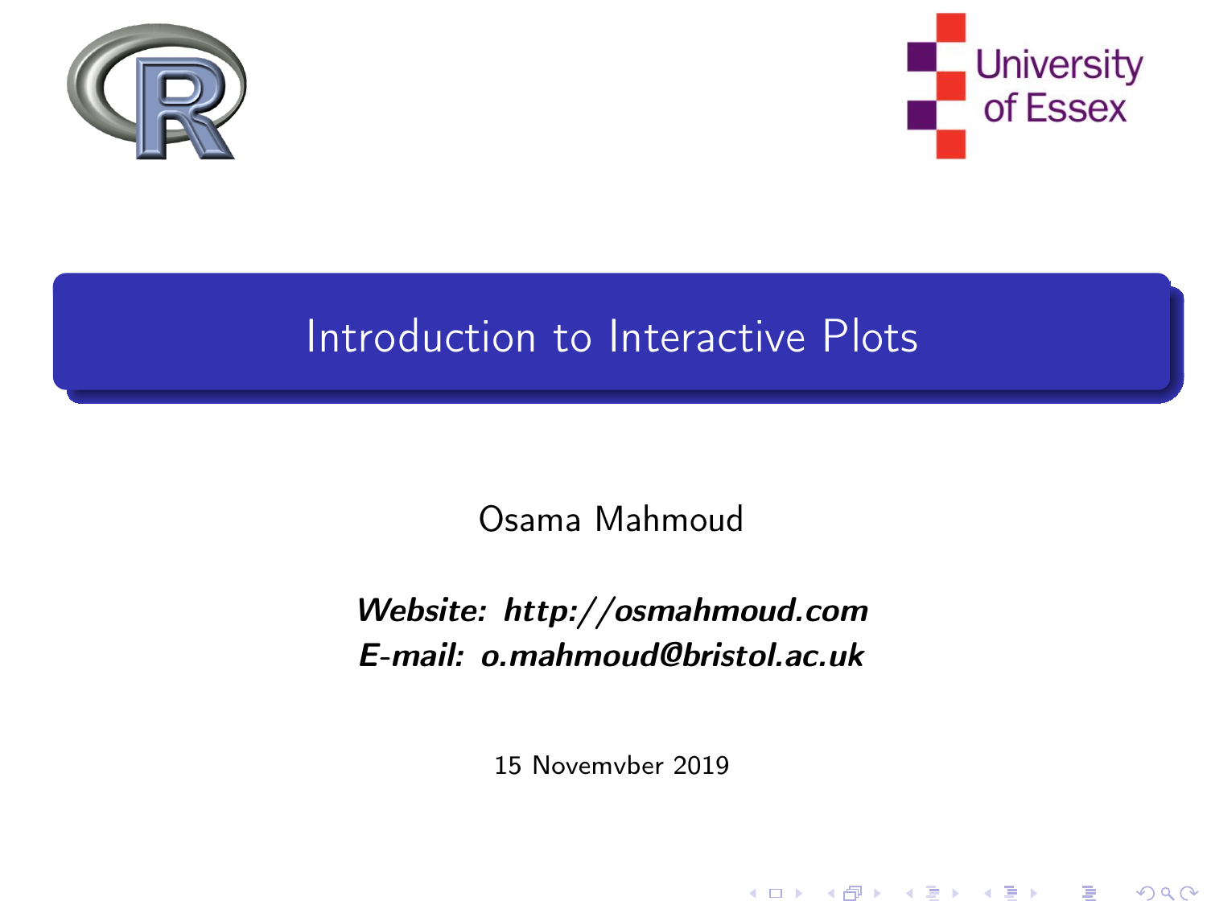# Introduction to Interactive Plots

Osama Mahmoud

***Website: http://osmahmoud.com***
***E-mail: o.mahmoud@bristol.ac.uk***

15 Novemvber 2019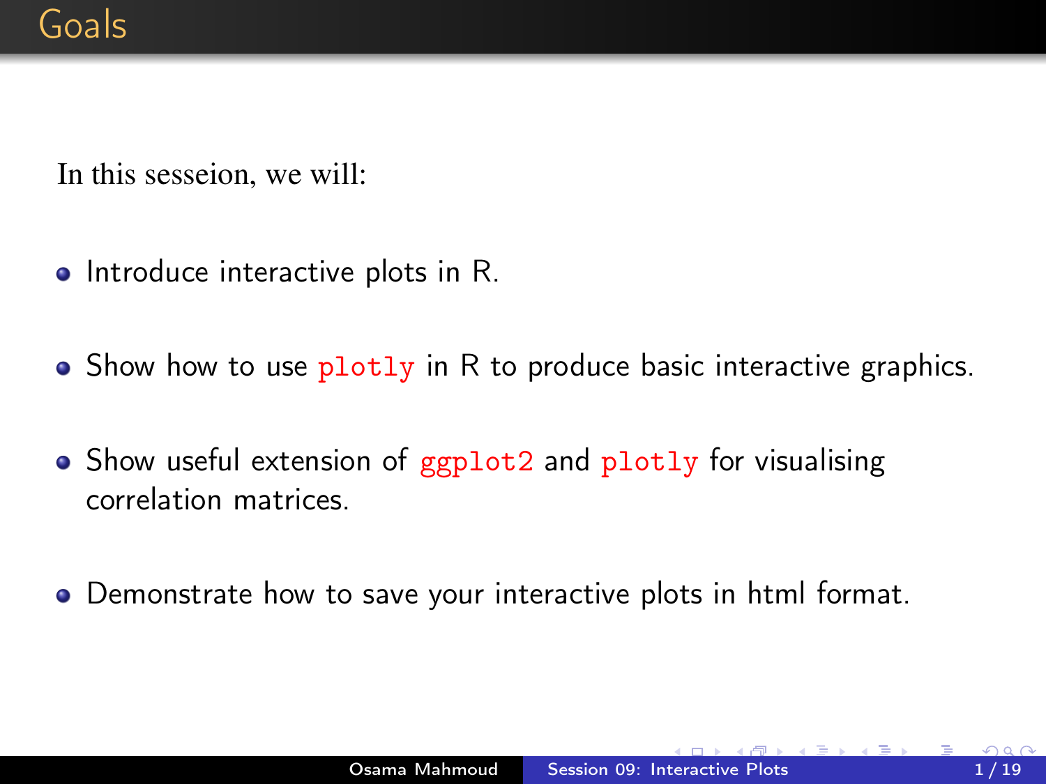# Goals

In this sesseion, we will:

- Introduce interactive plots in R.
- Show how to use `plotly` in R to produce basic interactive graphics.
- Show useful extension of `ggplot2` and `plotly` for visualising correlation matrices.
- Demonstrate how to save your interactive plots in html format.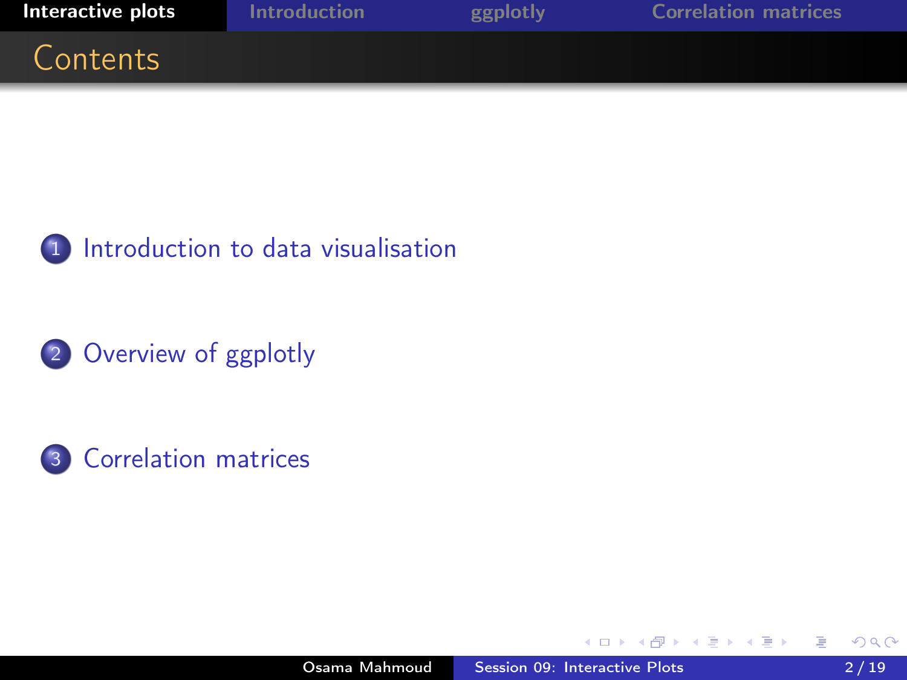# Contents

1. Introduction to data visualisation
2. Overview of ggplotly
3. Correlation matrices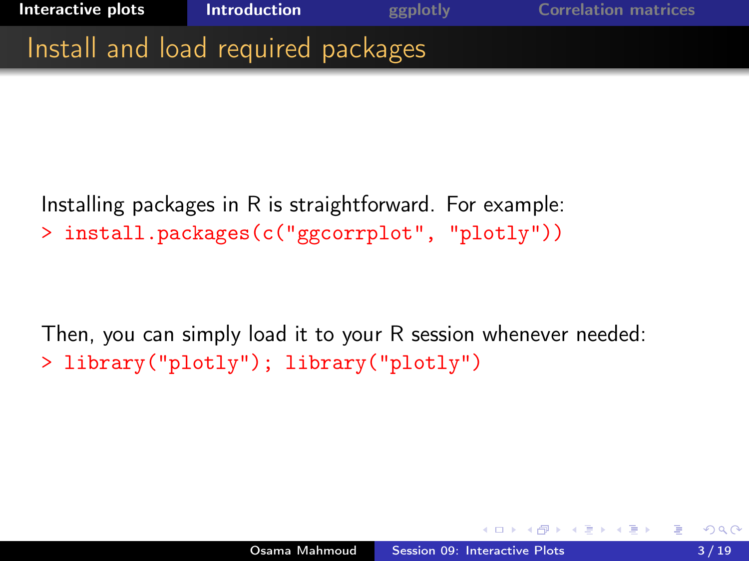# Install and load required packages

Installing packages in R is straightforward. For example:

```
> install.packages(c("ggcorrplot", "plotly"))
```

Then, you can simply load it to your R session whenever needed:

```
> library("plotly"); library("plotly")
```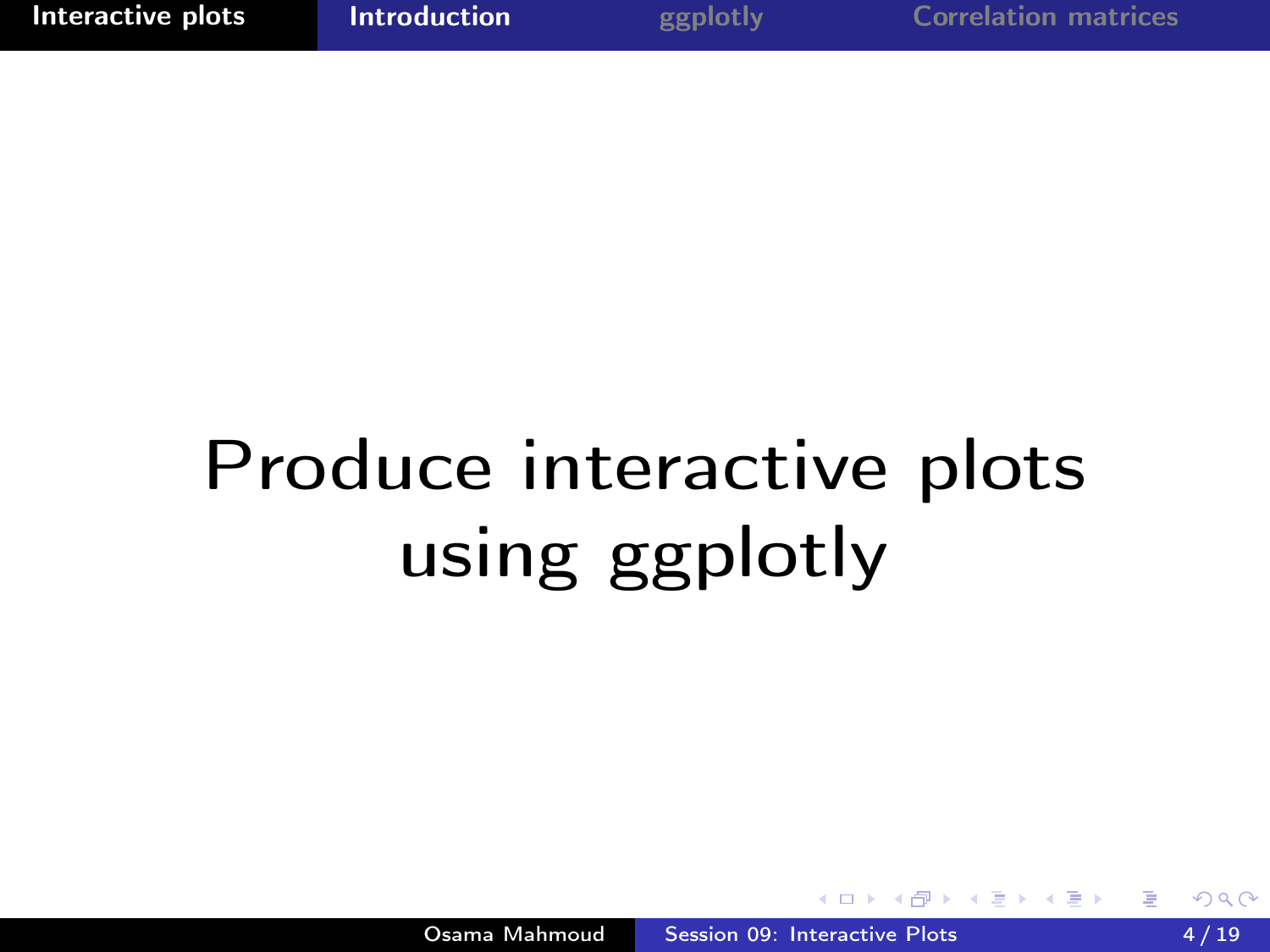# Produce interactive plots using ggplotly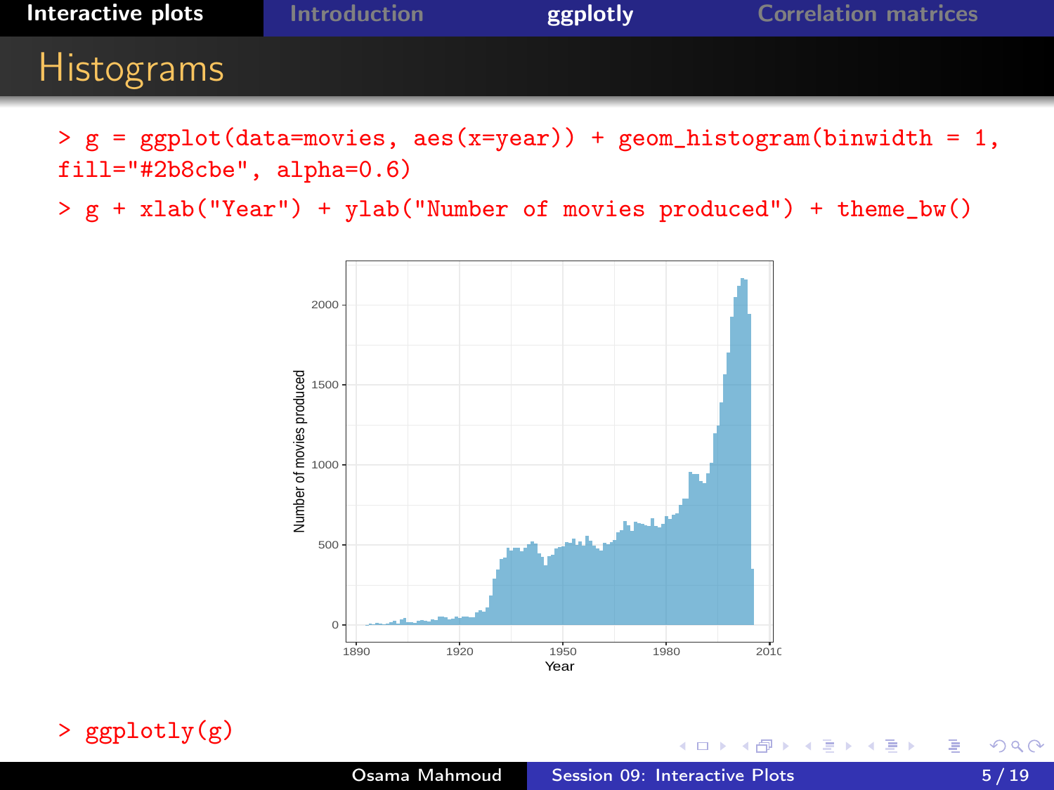# Histograms

```
> g = ggplot(data=movies, aes(x=year)) + geom_histogram(binwidth = 1,
fill="#2b8cbe", alpha=0.6)
> g + xlab("Year") + ylab("Number of movies produced") + theme_bw()
```

```
> ggplotly(g)
```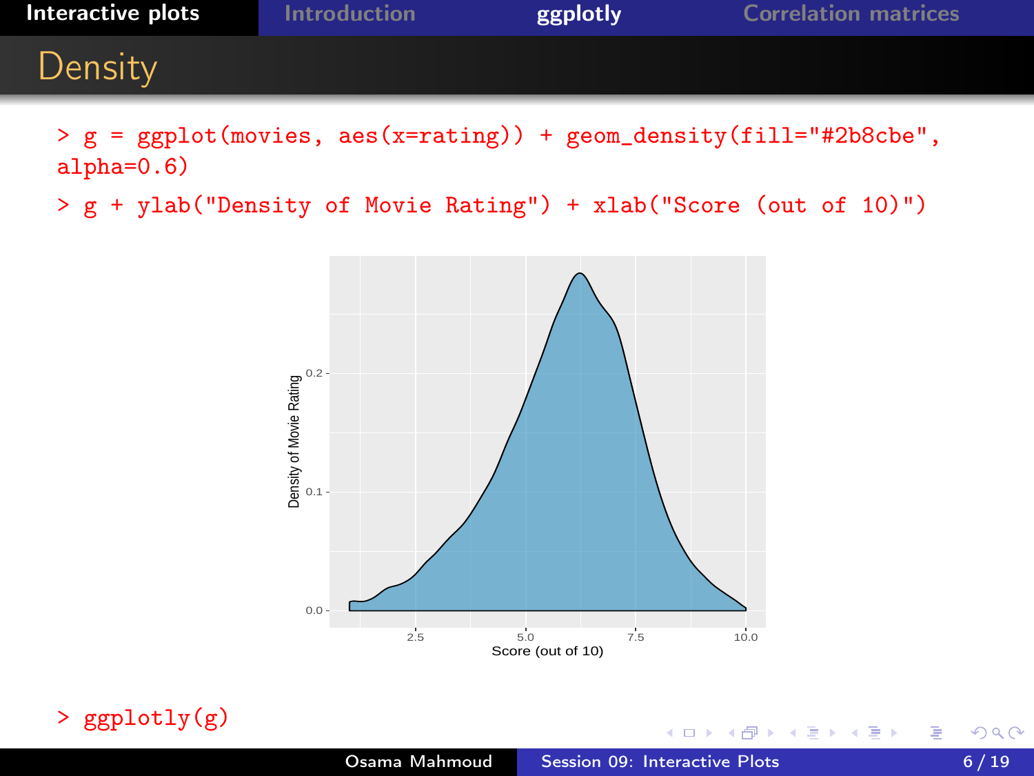## Density

```
> g = ggplot(movies, aes(x=rating)) + geom_density(fill="#2b8cbe",
alpha=0.6)
> g + ylab("Density of Movie Rating") + xlab("Score (out of 10)")
```

```
> ggplotly(g)
```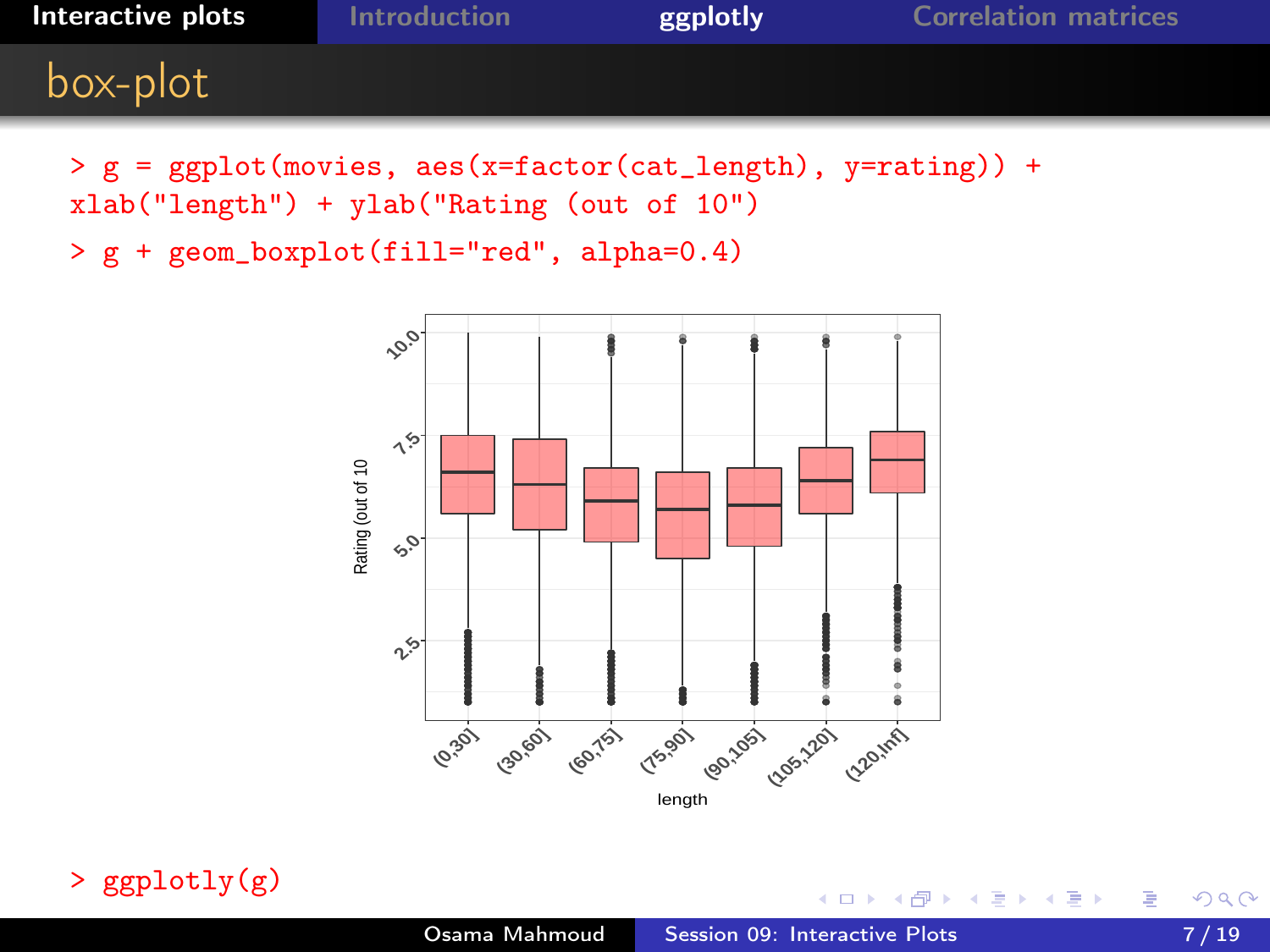## box-plot

```
> g = ggplot(movies, aes(x=factor(cat_length), y=rating)) +
xlab("length") + ylab("Rating (out of 10")
> g + geom_boxplot(fill="red", alpha=0.4)
```

```
> ggplotly(g)
```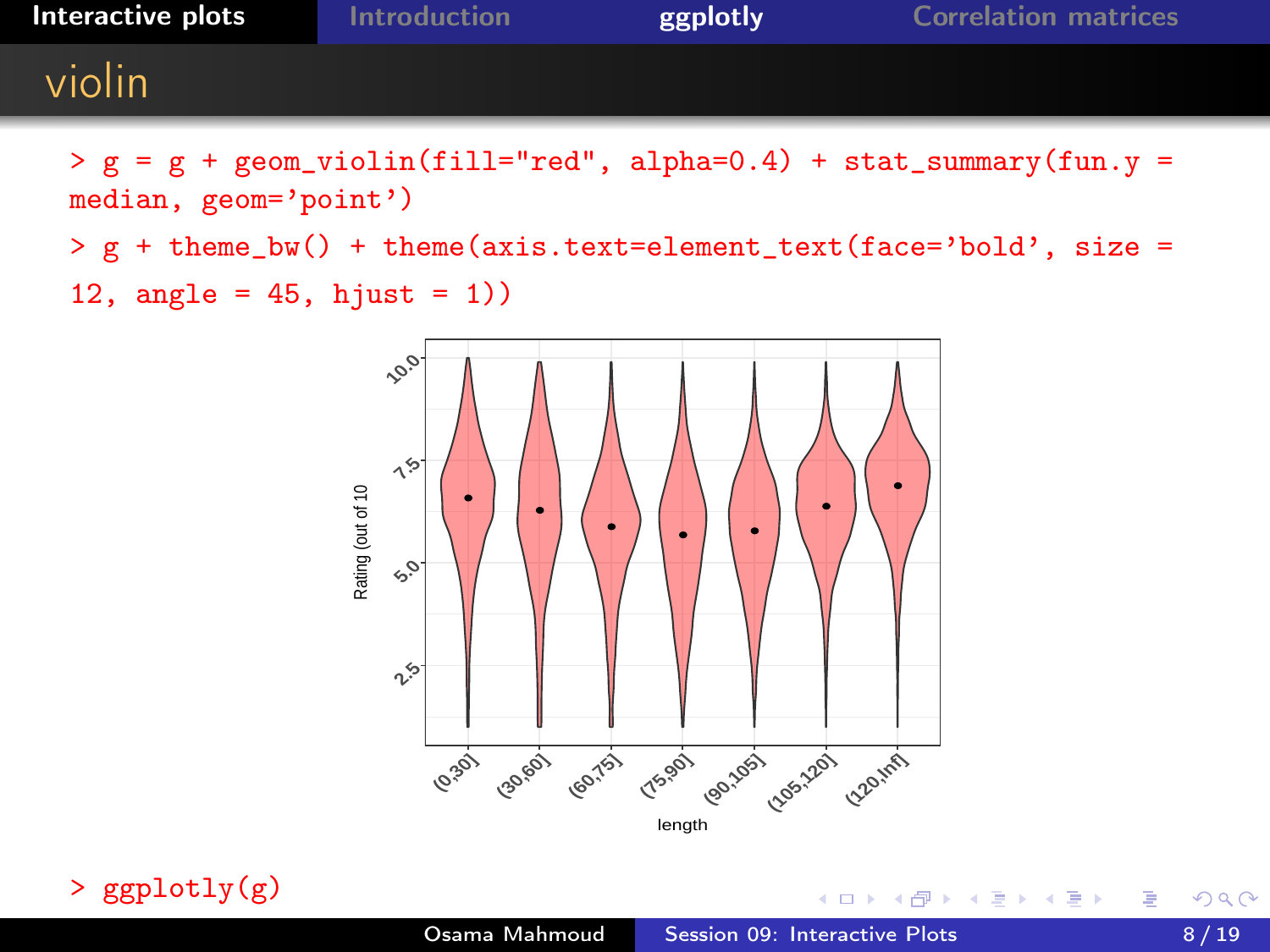## violin

```
> g = g + geom_violin(fill="red", alpha=0.4) + stat_summary(fun.y =
median, geom='point')
> g + theme_bw() + theme(axis.text=element_text(face='bold', size =
12, angle = 45, hjust = 1))
```

```
> ggplotly(g)
```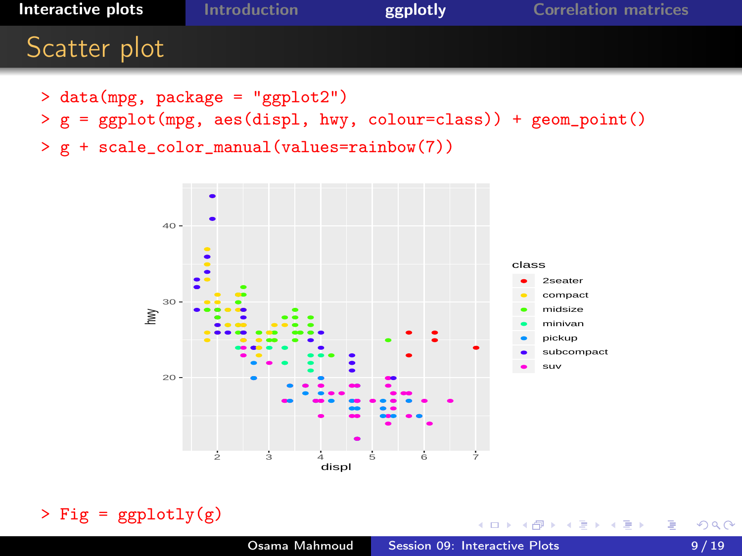## Scatter plot

```
> data(mpg, package = "ggplot2")
> g = ggplot(mpg, aes(displ, hwy, colour=class)) + geom_point()
> g + scale_color_manual(values=rainbow(7))
```

```
> Fig = ggplotly(g)
```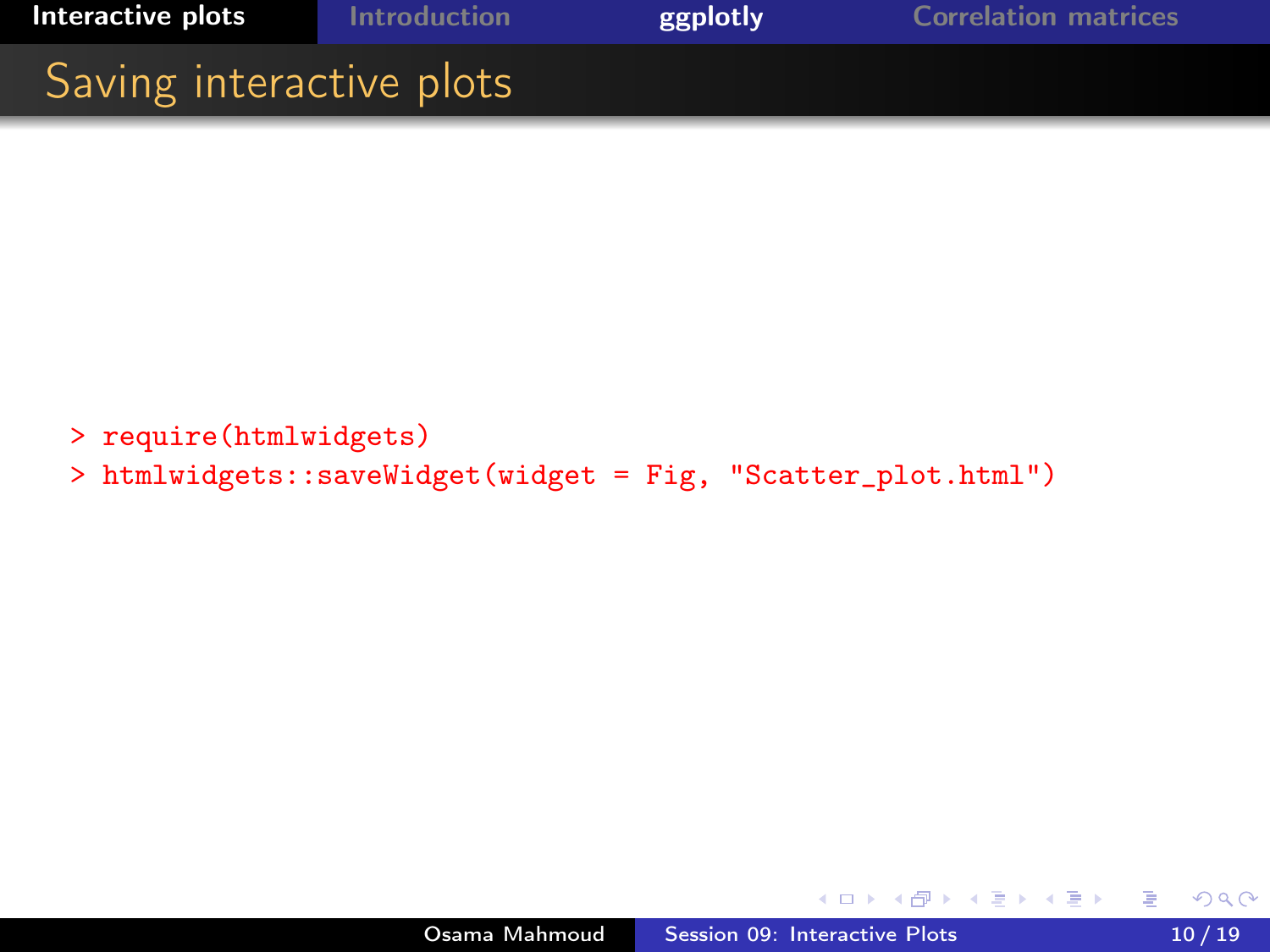## Saving interactive plots

```
> require(htmlwidgets)
> htmlwidgets::saveWidget(widget = Fig, "Scatter_plot.html")
```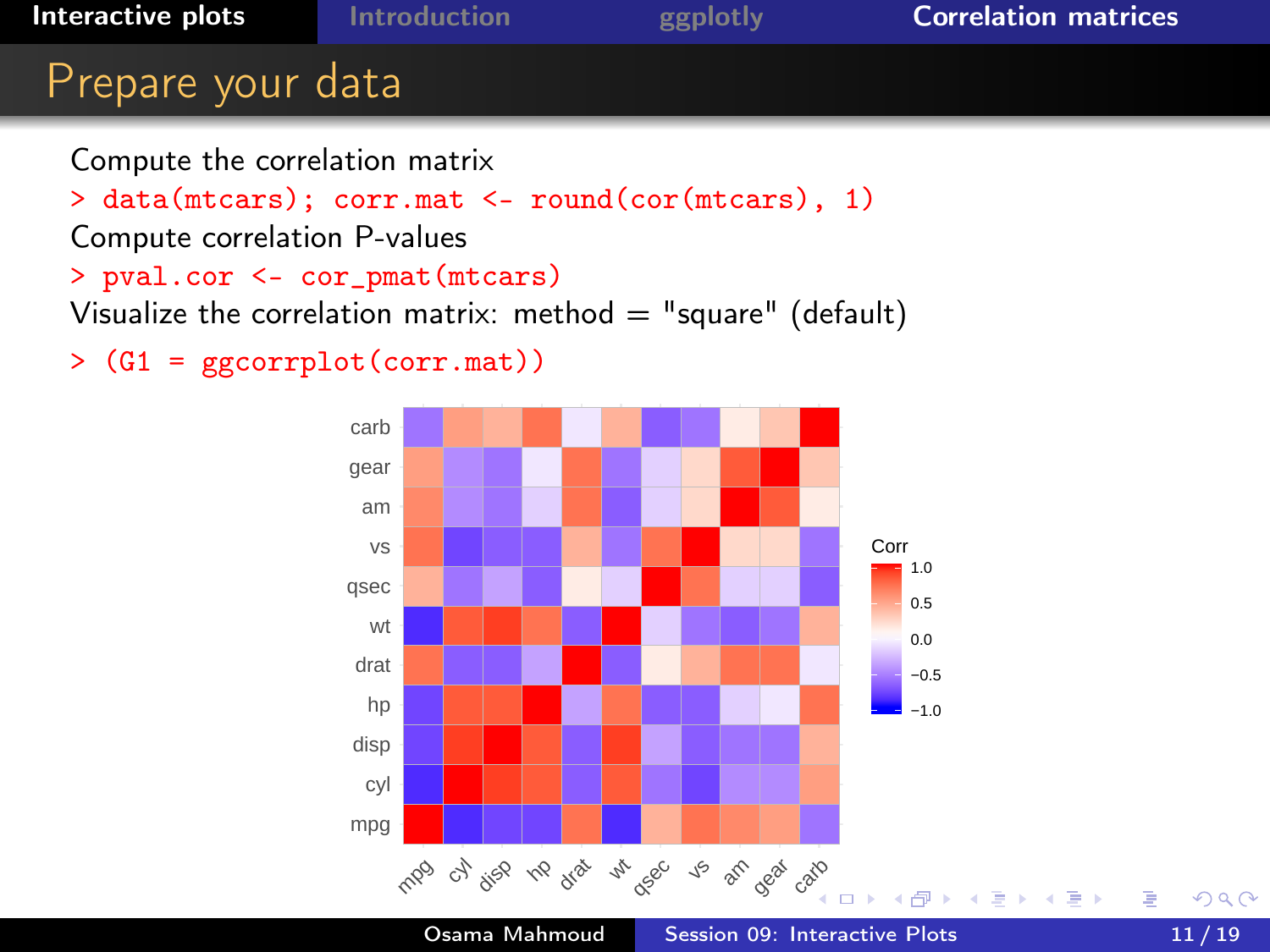## Prepare your data

Compute the correlation matrix

```
> data(mtcars); corr.mat <- round(cor(mtcars), 1)
```

Compute correlation P-values

```
> pval.cor <- cor_pmat(mtcars)
```

Visualize the correlation matrix: method = "square" (default)

```
> (G1 = ggcorrplot(corr.mat))
```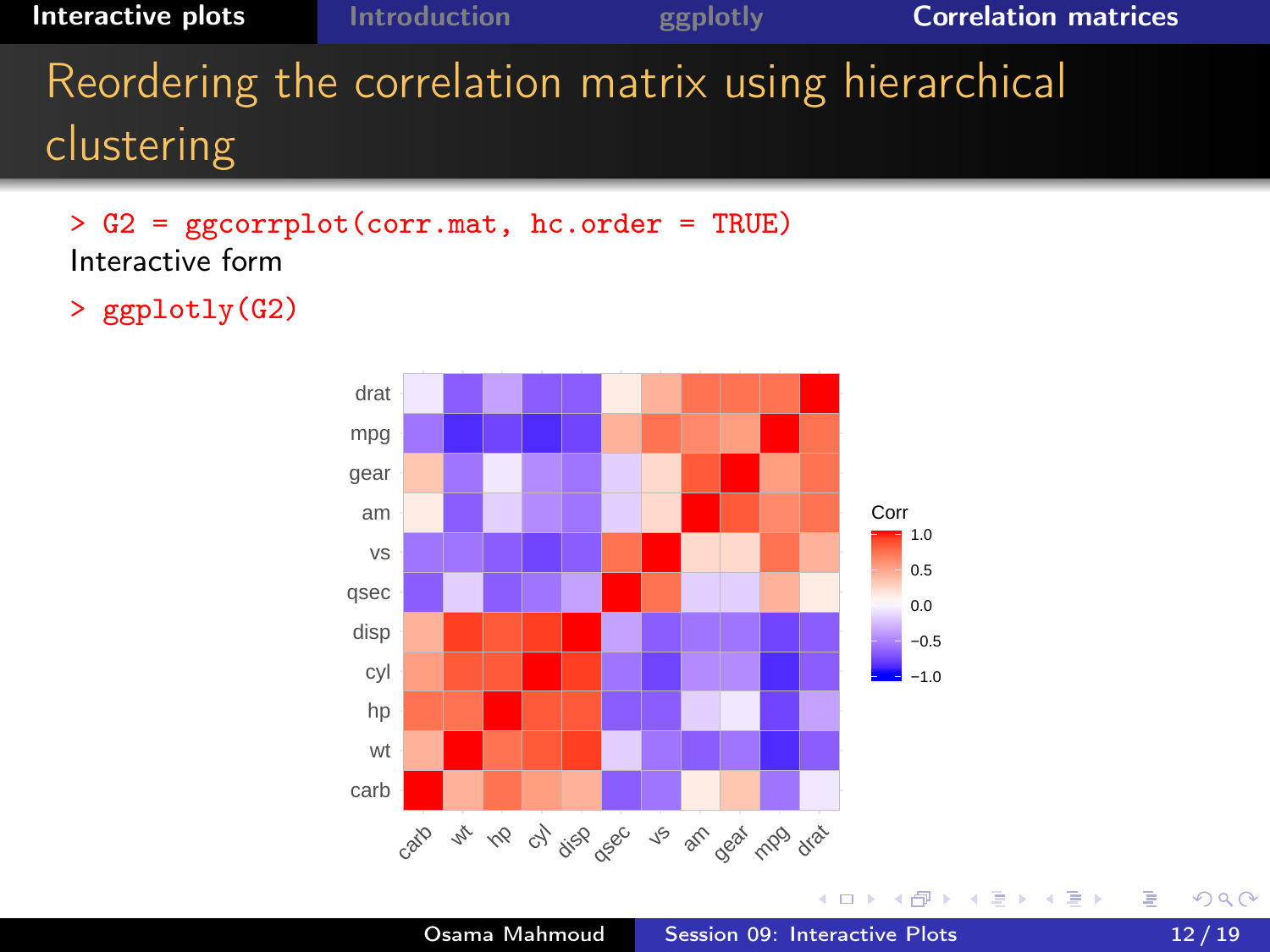# Reordering the correlation matrix using hierarchical clustering

```
> G2 = ggcorrplot(corr.mat, hc.order = TRUE)
```

Interactive form

```
> ggplotly(G2)
```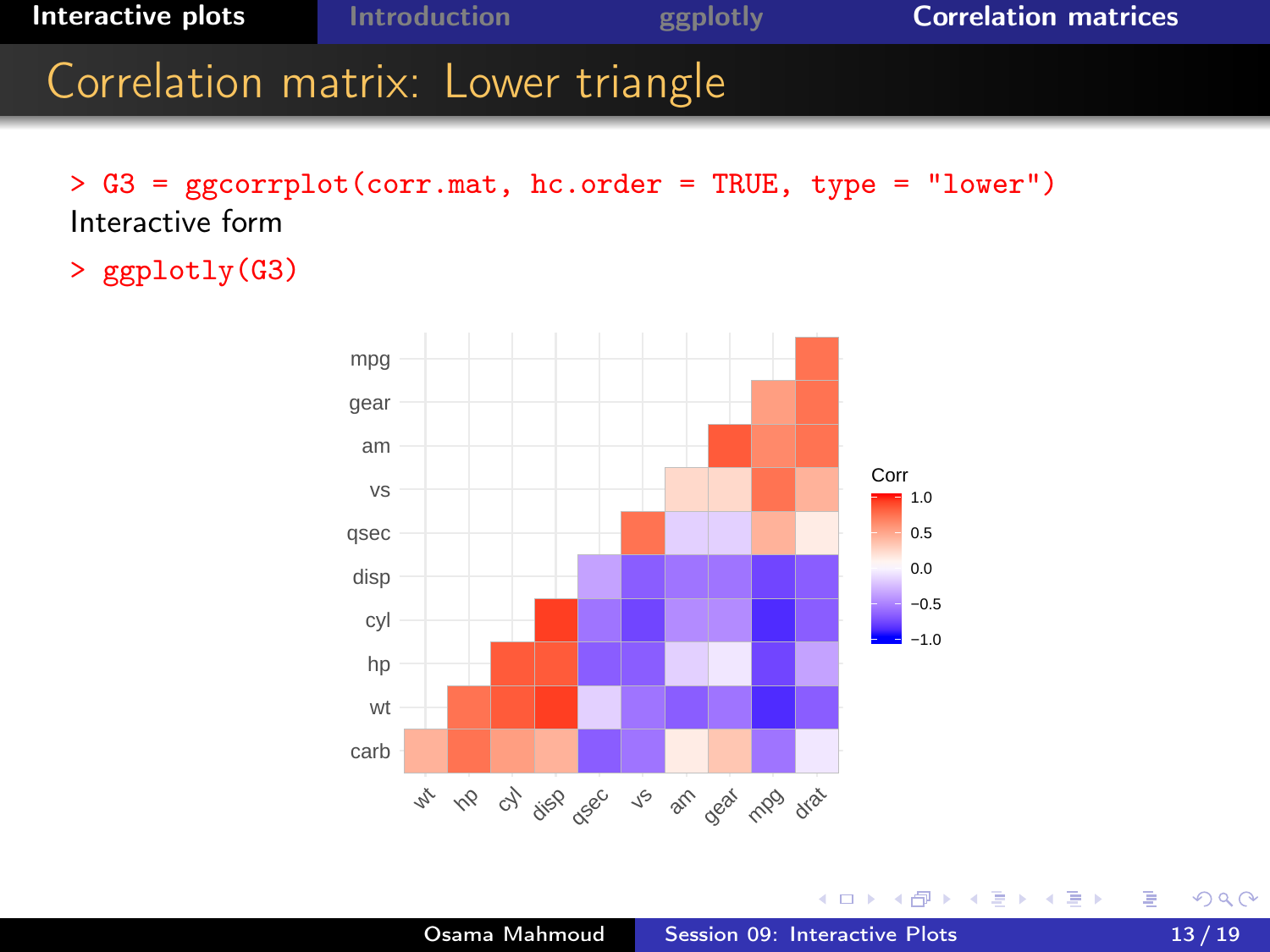# Correlation matrix: Lower triangle

```
> G3 = ggcorrplot(corr.mat, hc.order = TRUE, type = "lower")
```

Interactive form

```
> ggplotly(G3)
```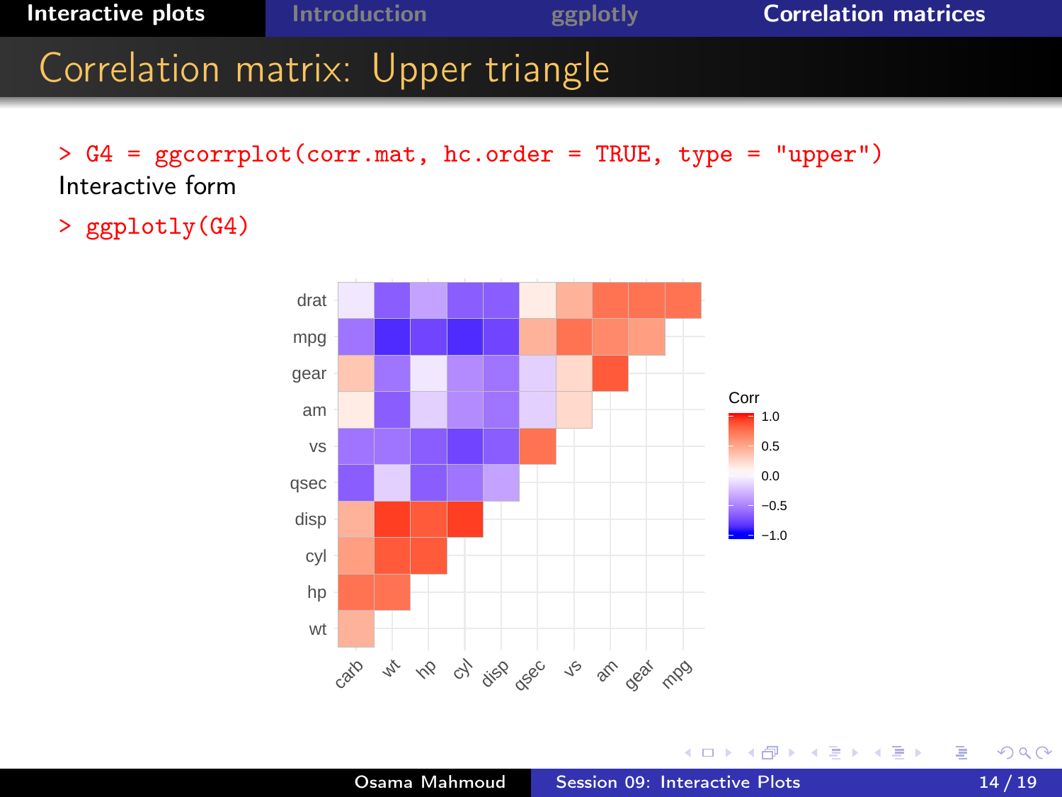## Correlation matrix: Upper triangle

```
> G4 = ggcorrplot(corr.mat, hc.order = TRUE, type = "upper")
```

Interactive form

```
> ggplotly(G4)
```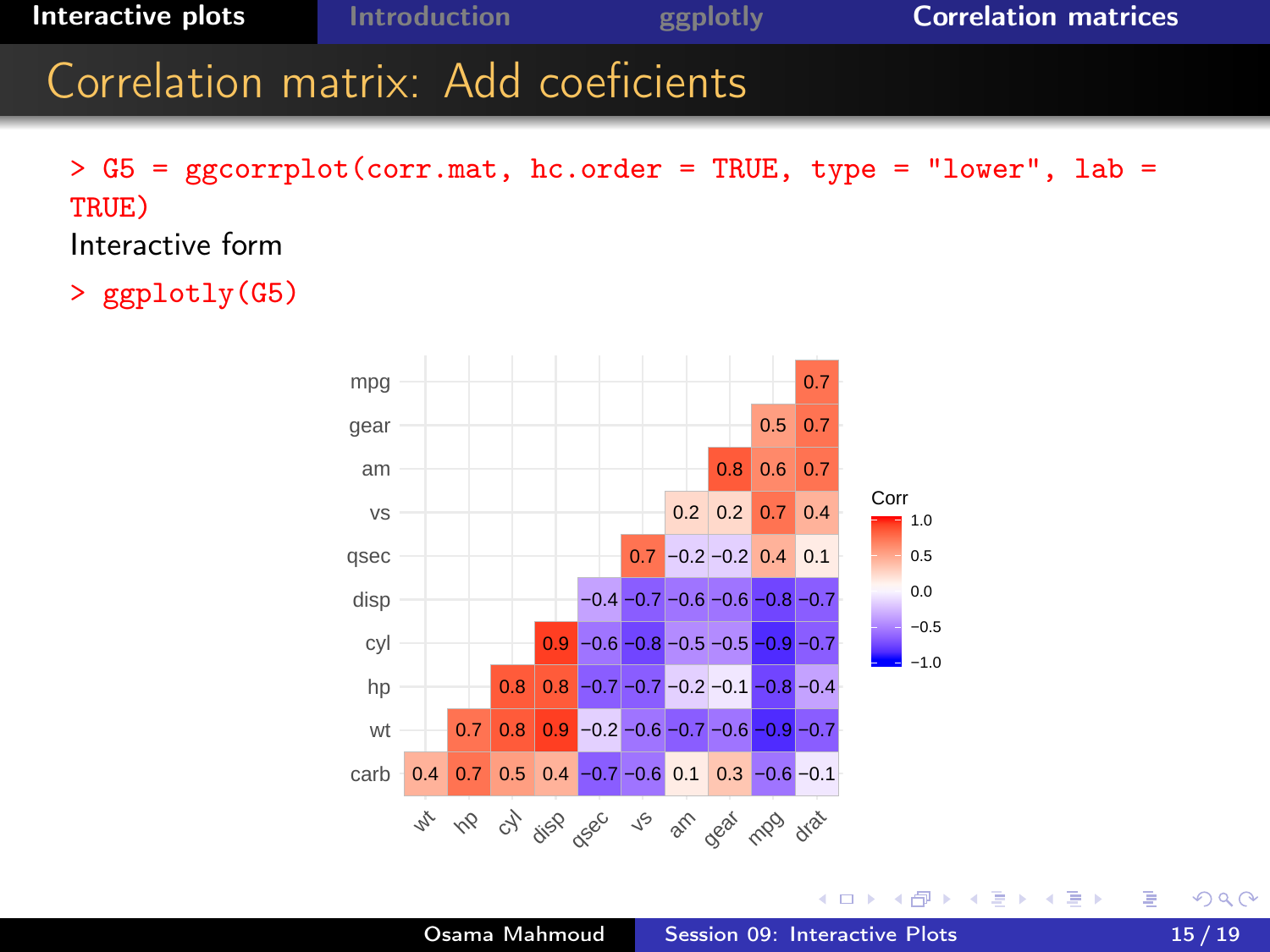# Correlation matrix: Add coeficients

```
> G5 = ggcorrplot(corr.mat, hc.order = TRUE, type = "lower", lab =
TRUE)
```

Interactive form

```
> ggplotly(G5)
```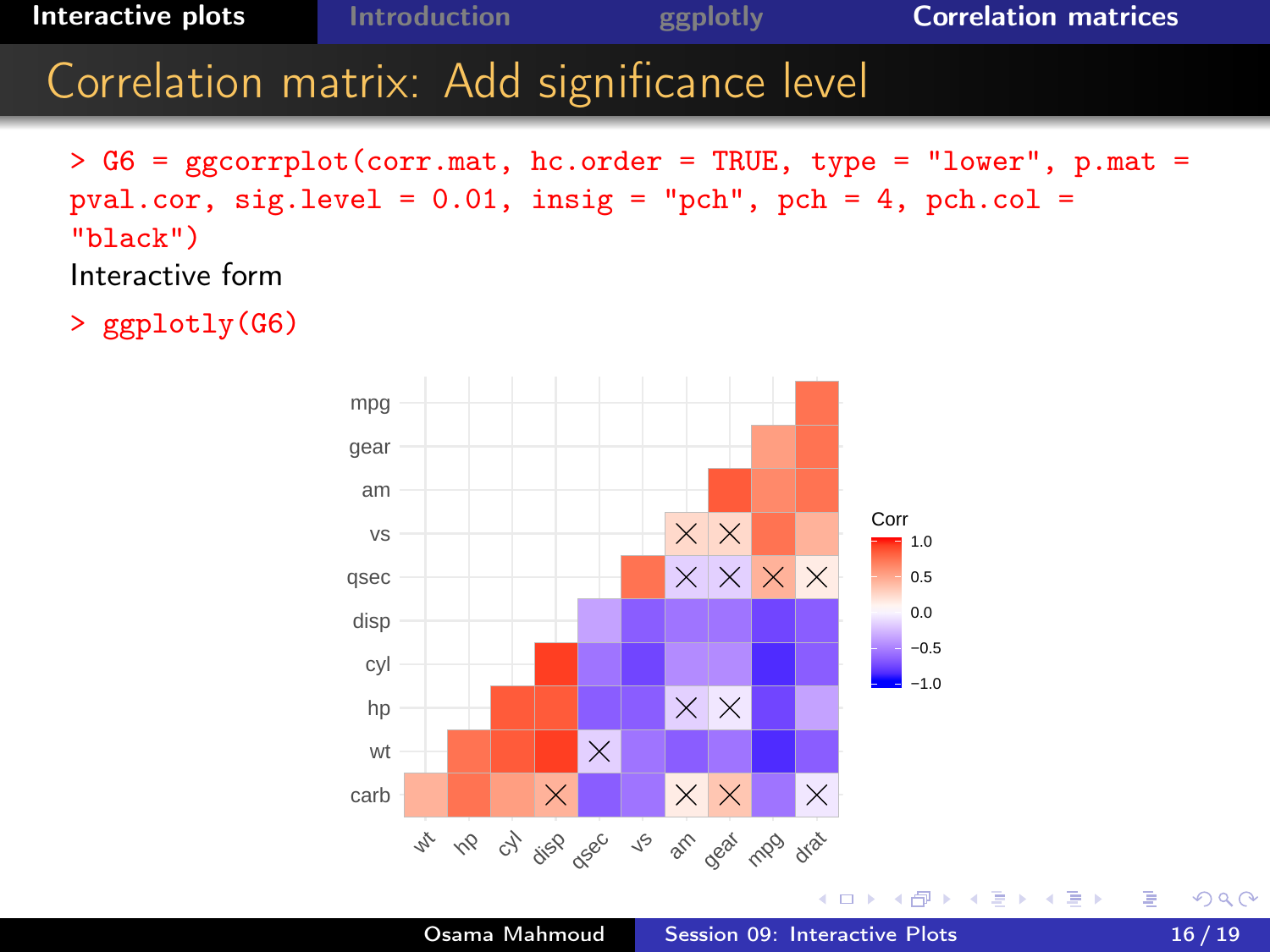# Correlation matrix: Add significance level

```
> G6 = ggcorrplot(corr.mat, hc.order = TRUE, type = "lower", p.mat =
pval.cor, sig.level = 0.01, insig = "pch", pch = 4, pch.col =
"black")
```

Interactive form

```
> ggplotly(G6)
```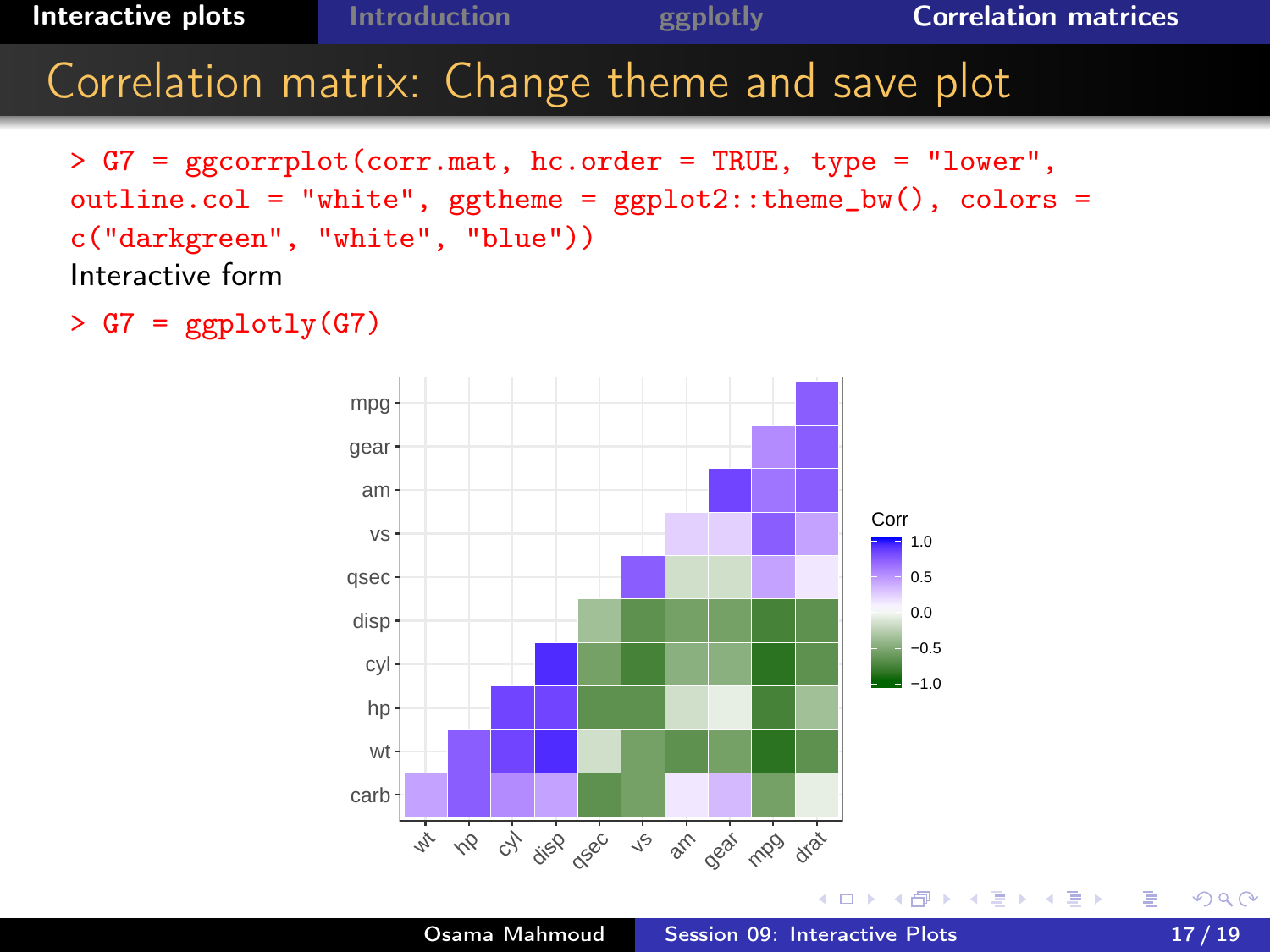# Correlation matrix: Change theme and save plot

```
> G7 = ggcorrplot(corr.mat, hc.order = TRUE, type = "lower",
outline.col = "white", ggtheme = ggplot2::theme_bw(), colors =
c("darkgreen", "white", "blue"))
```

Interactive form

```
> G7 = ggplotly(G7)
```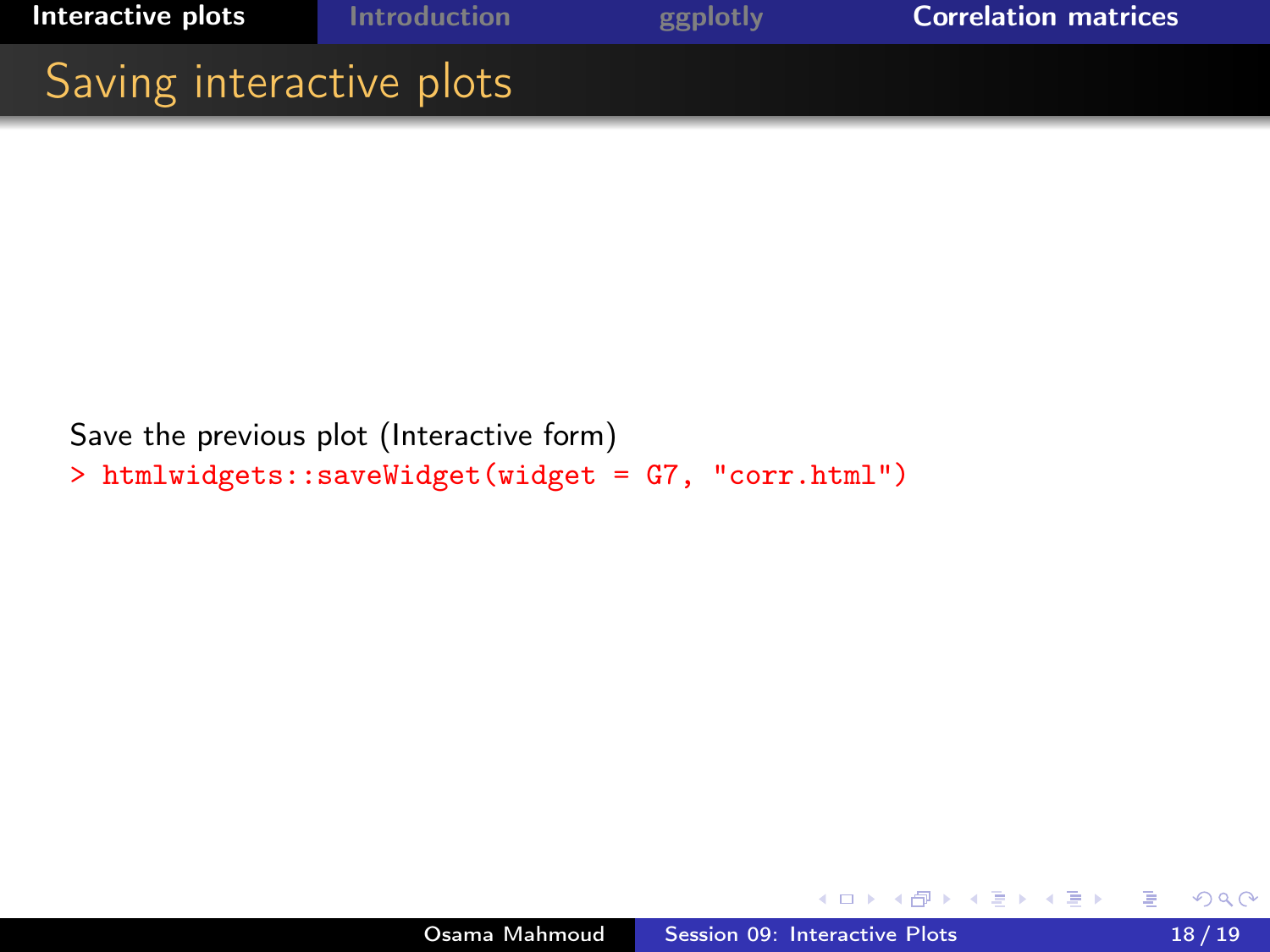# Saving interactive plots

Save the previous plot (Interactive form)

```
> htmlwidgets::saveWidget(widget = G7, "corr.html")
```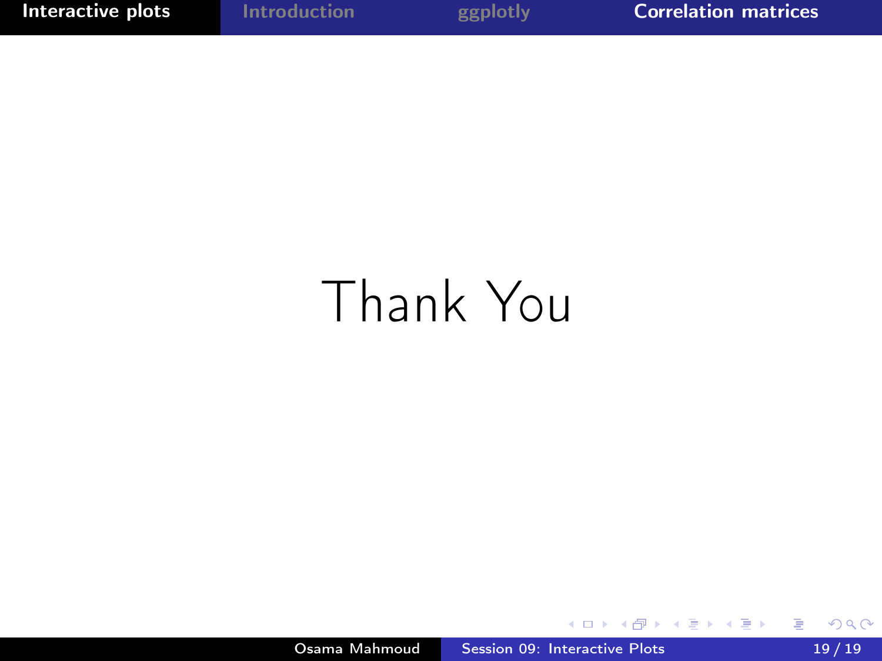Thank You